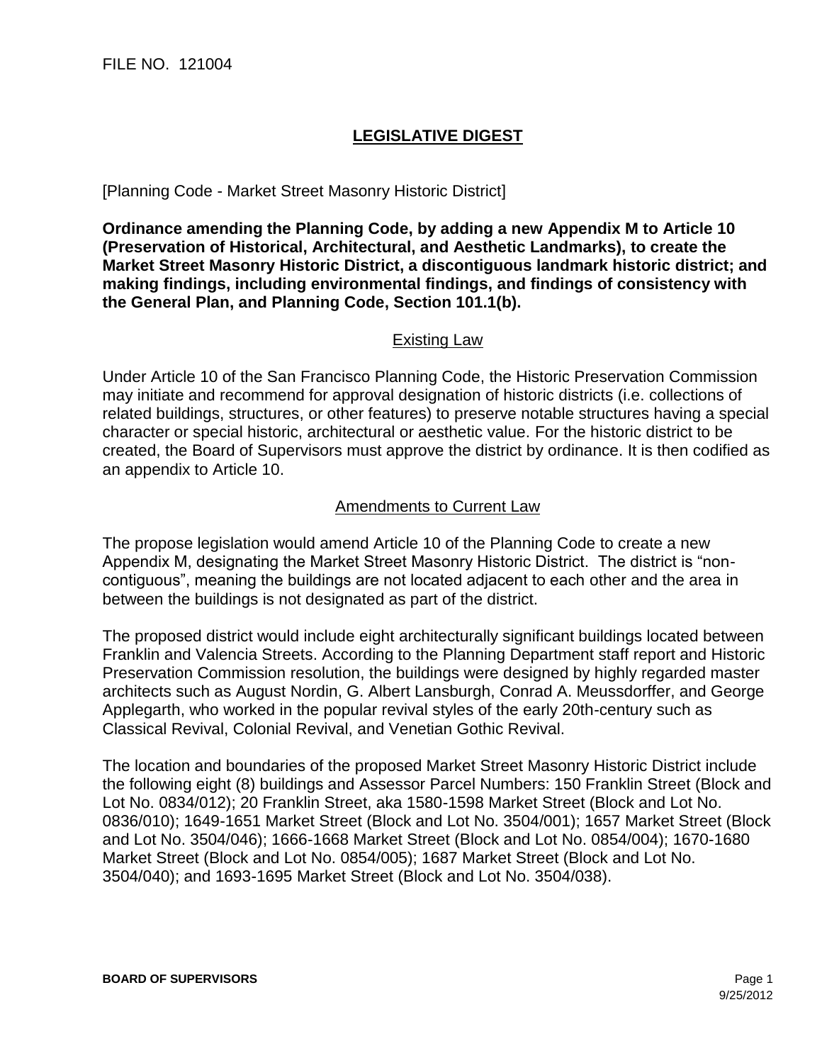FILE NO. 121004

# LEGISLATIVE DIGEST

[Planning Code - Market Street Masonry Historic District]

**Ordinance amending the Planning Code, by adding a new Appendix M to Article 10 (Preservation of Historical, Architectural, and Aesthetic Landmarks), to create the Market Street Masonry Historic District, a discontiguous landmark historic district; and making findings, including environmental findings, and findings of consistency with the General Plan, and Planning Code, Section 101.1(b).**

## Existing Law

Under Article 10 of the San Francisco Planning Code, the Historic Preservation Commission may initiate and recommend for approval designation of historic districts (i.e. collections of related buildings, structures, or other features) to preserve notable structures having a special character or special historic, architectural or aesthetic value. For the historic district to be created, the Board of Supervisors must approve the district by ordinance. It is then codified as an appendix to Article 10.

## Amendments to Current Law

The propose legislation would amend Article 10 of the Planning Code to create a new Appendix M, designating the Market Street Masonry Historic District. The district is "non-contiguous", meaning the buildings are not located adjacent to each other and the area in between the buildings is not designated as part of the district.

The proposed district would include eight architecturally significant buildings located between Franklin and Valencia Streets. According to the Planning Department staff report and Historic Preservation Commission resolution, the buildings were designed by highly regarded master architects such as August Nordin, G. Albert Lansburgh, Conrad A. Meussdorffer, and George Applegarth, who worked in the popular revival styles of the early 20th-century such as Classical Revival, Colonial Revival, and Venetian Gothic Revival.

The location and boundaries of the proposed Market Street Masonry Historic District include the following eight (8) buildings and Assessor Parcel Numbers: 150 Franklin Street (Block and Lot No. 0834/012); 20 Franklin Street, aka 1580-1598 Market Street (Block and Lot No. 0836/010); 1649-1651 Market Street (Block and Lot No. 3504/001); 1657 Market Street (Block and Lot No. 3504/046); 1666-1668 Market Street (Block and Lot No. 0854/004); 1670-1680 Market Street (Block and Lot No. 0854/005); 1687 Market Street (Block and Lot No. 3504/040); and 1693-1695 Market Street (Block and Lot No. 3504/038).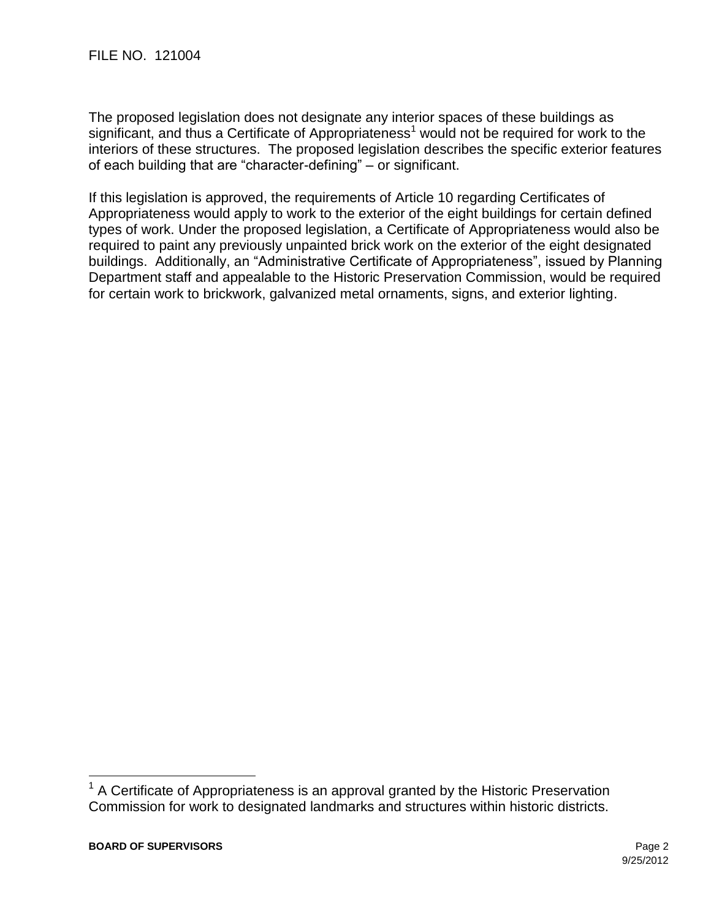The proposed legislation does not designate any interior spaces of these buildings as significant, and thus a Certificate of Appropriateness[1] would not be required for work to the interiors of these structures. The proposed legislation describes the specific exterior features of each building that are "character-defining" – or significant.

If this legislation is approved, the requirements of Article 10 regarding Certificates of Appropriateness would apply to work to the exterior of the eight buildings for certain defined types of work. Under the proposed legislation, a Certificate of Appropriateness would also be required to paint any previously unpainted brick work on the exterior of the eight designated buildings. Additionally, an "Administrative Certificate of Appropriateness", issued by Planning Department staff and appealable to the Historic Preservation Commission, would be required for certain work to brickwork, galvanized metal ornaments, signs, and exterior lighting.

[1] A Certificate of Appropriateness is an approval granted by the Historic Preservation Commission for work to designated landmarks and structures within historic districts.